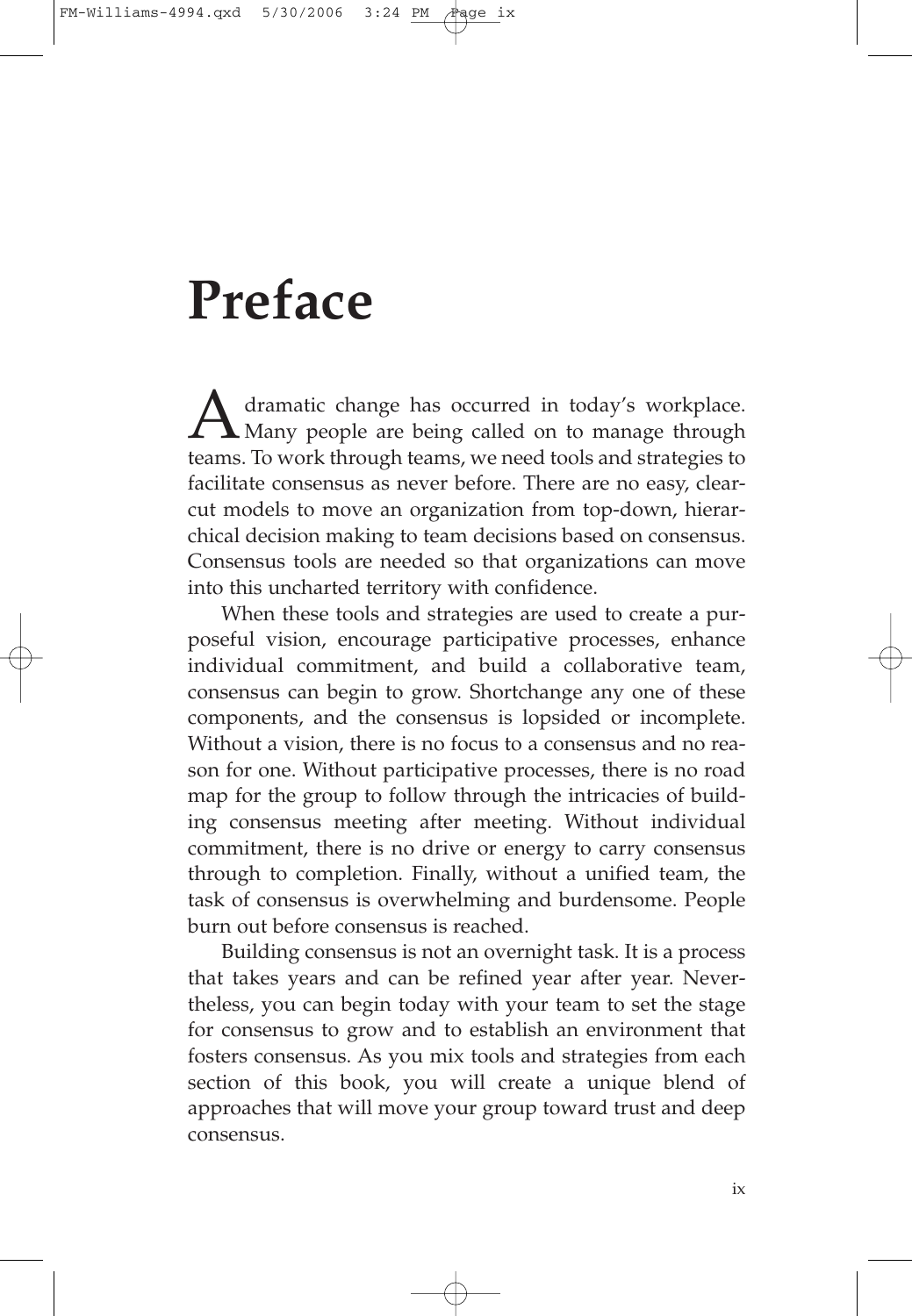# Preface

A dramatic change has occurred in today's workplace. Many people are being called on to manage through teams. To work through teams, we need tools and strategies to facilitate consensus as never before. There are no easy, clear-cut models to move an organization from top-down, hierarchical decision making to team decisions based on consensus. Consensus tools are needed so that organizations can move into this uncharted territory with confidence.

When these tools and strategies are used to create a purposeful vision, encourage participative processes, enhance individual commitment, and build a collaborative team, consensus can begin to grow. Shortchange any one of these components, and the consensus is lopsided or incomplete. Without a vision, there is no focus to a consensus and no reason for one. Without participative processes, there is no road map for the group to follow through the intricacies of building consensus meeting after meeting. Without individual commitment, there is no drive or energy to carry consensus through to completion. Finally, without a unified team, the task of consensus is overwhelming and burdensome. People burn out before consensus is reached.

Building consensus is not an overnight task. It is a process that takes years and can be refined year after year. Nevertheless, you can begin today with your team to set the stage for consensus to grow and to establish an environment that fosters consensus. As you mix tools and strategies from each section of this book, you will create a unique blend of approaches that will move your group toward trust and deep consensus.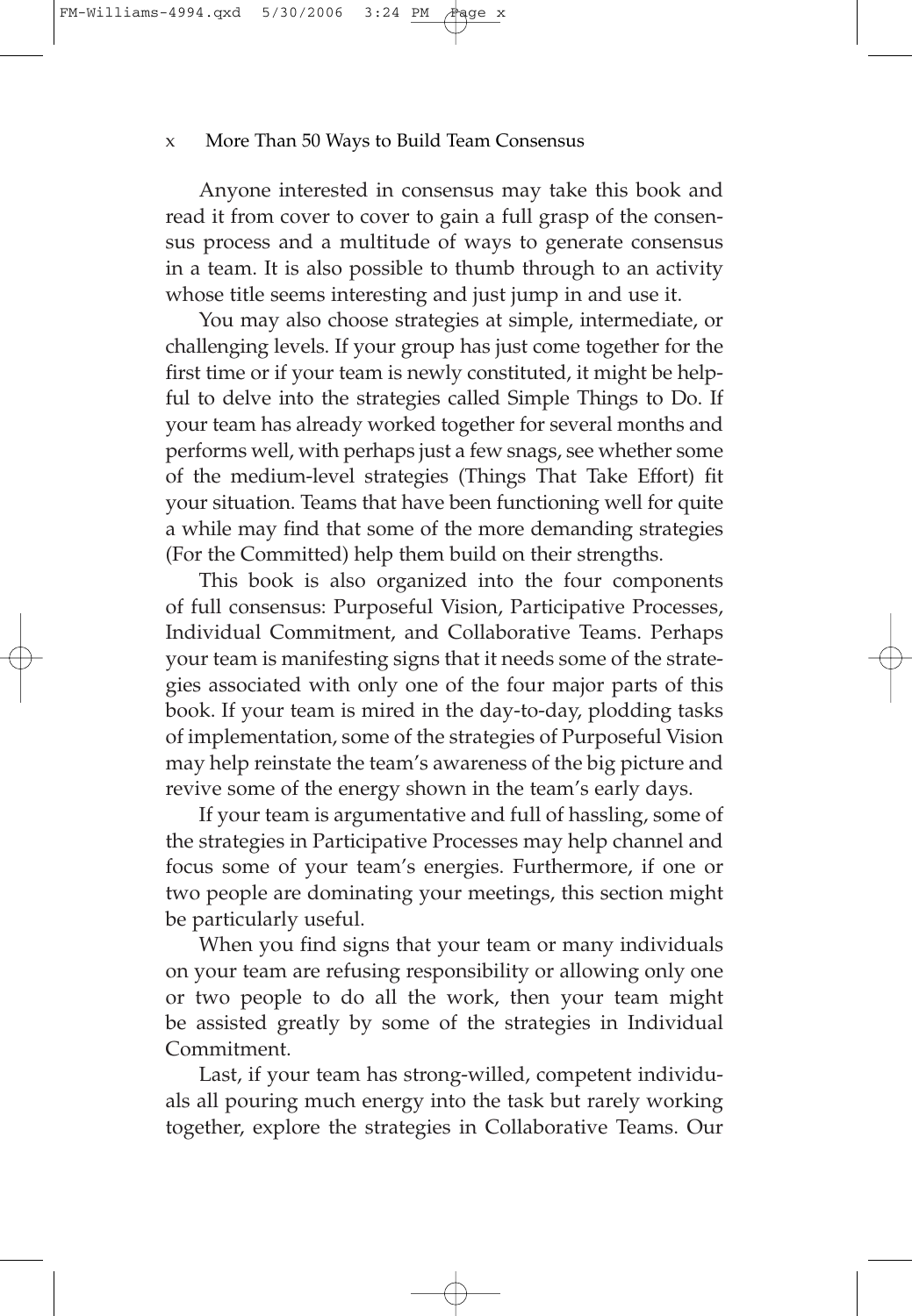Anyone interested in consensus may take this book and read it from cover to cover to gain a full grasp of the consensus process and a multitude of ways to generate consensus in a team. It is also possible to thumb through to an activity whose title seems interesting and just jump in and use it.

You may also choose strategies at simple, intermediate, or challenging levels. If your group has just come together for the first time or if your team is newly constituted, it might be helpful to delve into the strategies called Simple Things to Do. If your team has already worked together for several months and performs well, with perhaps just a few snags, see whether some of the medium-level strategies (Things That Take Effort) fit your situation. Teams that have been functioning well for quite a while may find that some of the more demanding strategies (For the Committed) help them build on their strengths.

This book is also organized into the four components of full consensus: Purposeful Vision, Participative Processes, Individual Commitment, and Collaborative Teams. Perhaps your team is manifesting signs that it needs some of the strategies associated with only one of the four major parts of this book. If your team is mired in the day-to-day, plodding tasks of implementation, some of the strategies of Purposeful Vision may help reinstate the team's awareness of the big picture and revive some of the energy shown in the team's early days.

If your team is argumentative and full of hassling, some of the strategies in Participative Processes may help channel and focus some of your team's energies. Furthermore, if one or two people are dominating your meetings, this section might be particularly useful.

When you find signs that your team or many individuals on your team are refusing responsibility or allowing only one or two people to do all the work, then your team might be assisted greatly by some of the strategies in Individual Commitment.

Last, if your team has strong-willed, competent individuals all pouring much energy into the task but rarely working together, explore the strategies in Collaborative Teams. Our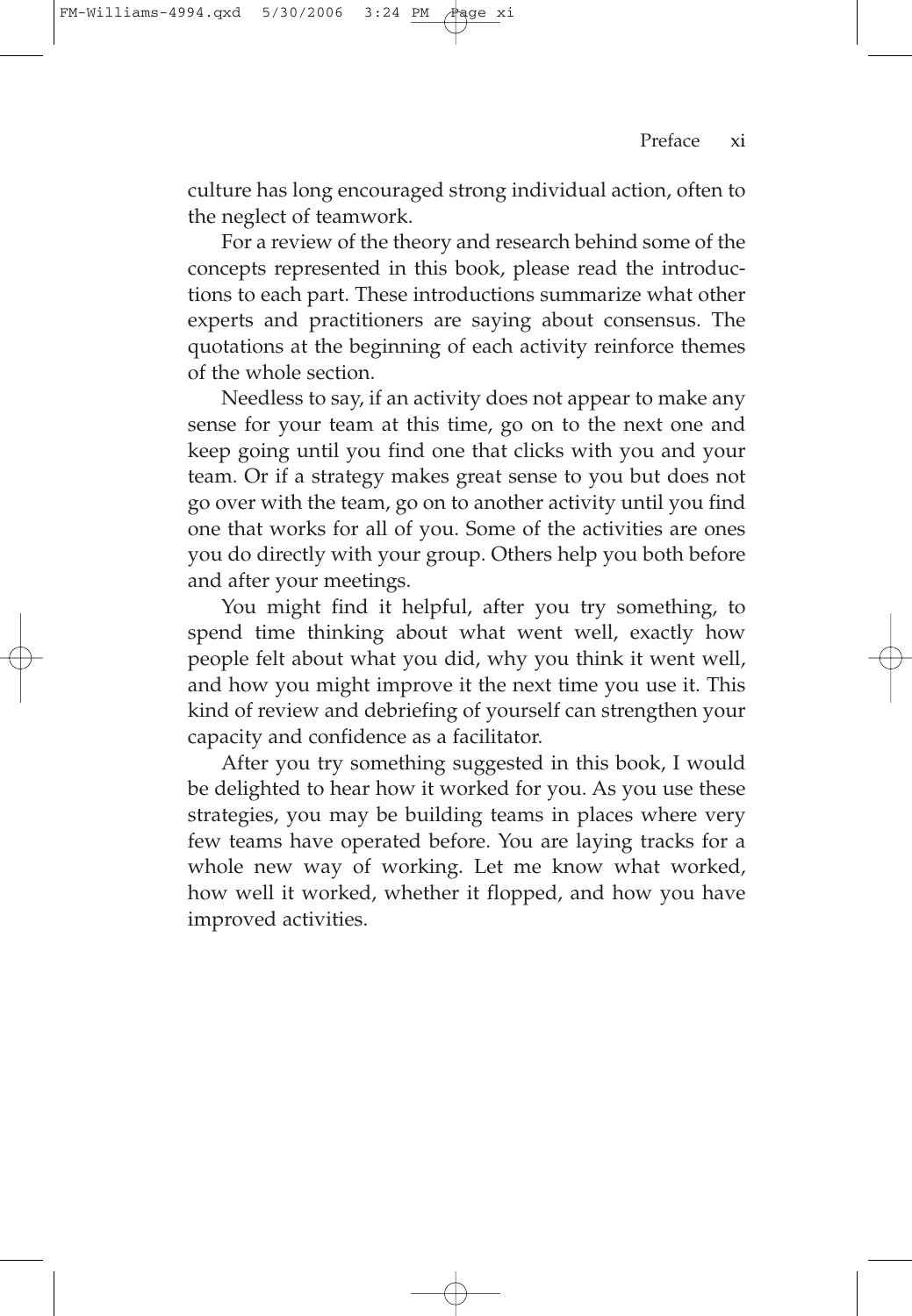culture has long encouraged strong individual action, often to the neglect of teamwork.

For a review of the theory and research behind some of the concepts represented in this book, please read the introductions to each part. These introductions summarize what other experts and practitioners are saying about consensus. The quotations at the beginning of each activity reinforce themes of the whole section.

Needless to say, if an activity does not appear to make any sense for your team at this time, go on to the next one and keep going until you find one that clicks with you and your team. Or if a strategy makes great sense to you but does not go over with the team, go on to another activity until you find one that works for all of you. Some of the activities are ones you do directly with your group. Others help you both before and after your meetings.

You might find it helpful, after you try something, to spend time thinking about what went well, exactly how people felt about what you did, why you think it went well, and how you might improve it the next time you use it. This kind of review and debriefing of yourself can strengthen your capacity and confidence as a facilitator.

After you try something suggested in this book, I would be delighted to hear how it worked for you. As you use these strategies, you may be building teams in places where very few teams have operated before. You are laying tracks for a whole new way of working. Let me know what worked, how well it worked, whether it flopped, and how you have improved activities.